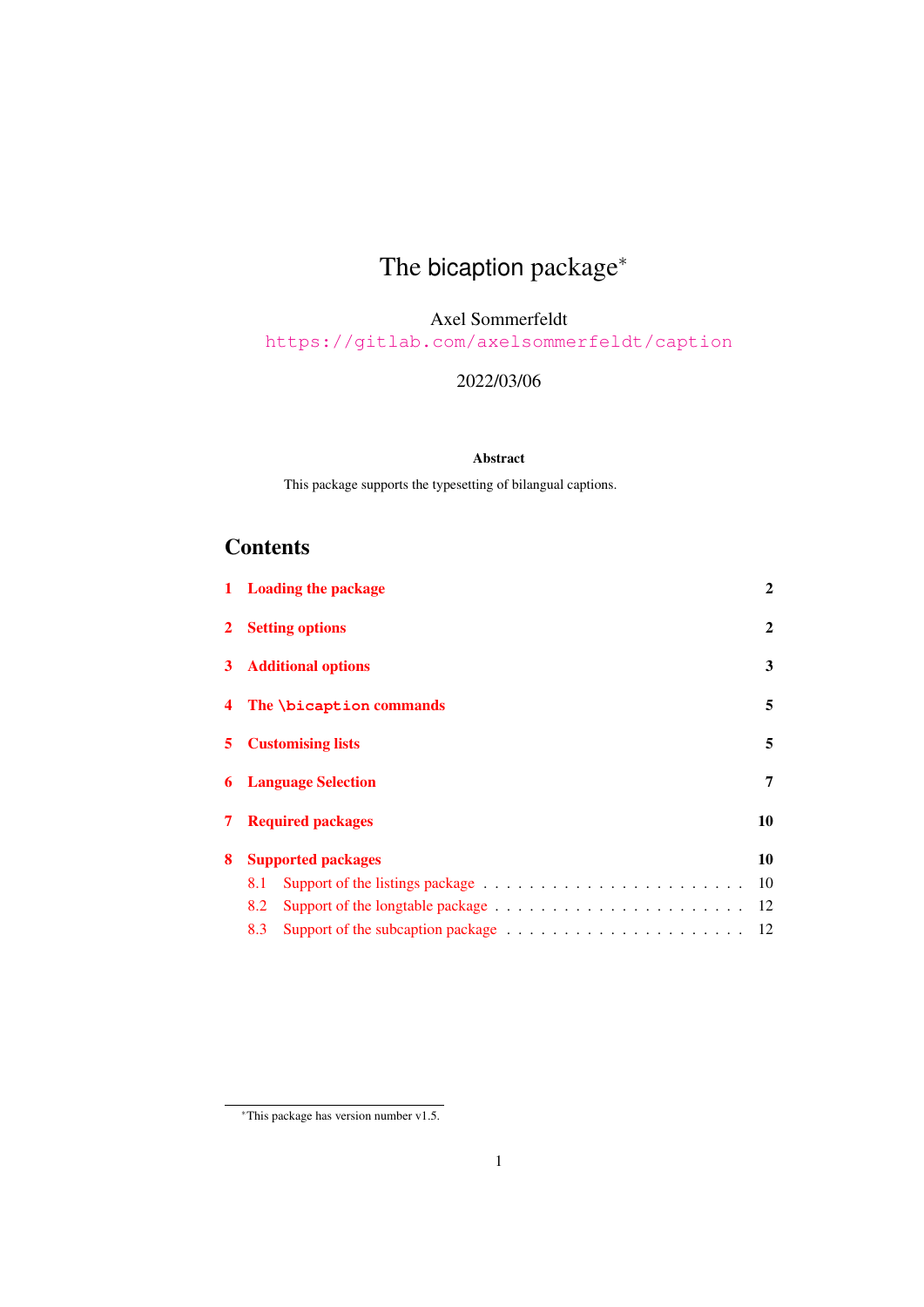# The bicaption package*

Axel Sommerfeldt

https://gitlab.com/axelsommerfeldt/caption

2022/03/06

**Abstract**

This package supports the typesetting of bilangual captions.

## Contents

1 Loading the package 2

2 Setting options 2

3 Additional options 3

4 The `\bicaption` commands 5

5 Customising lists 5

6 Language Selection 7

7 Required packages 10

8 Supported packages 10
- 8.1 Support of the listings package 10
- 8.2 Support of the longtable package 12
- 8.3 Support of the subcaption package 12

*This package has version number v1.5.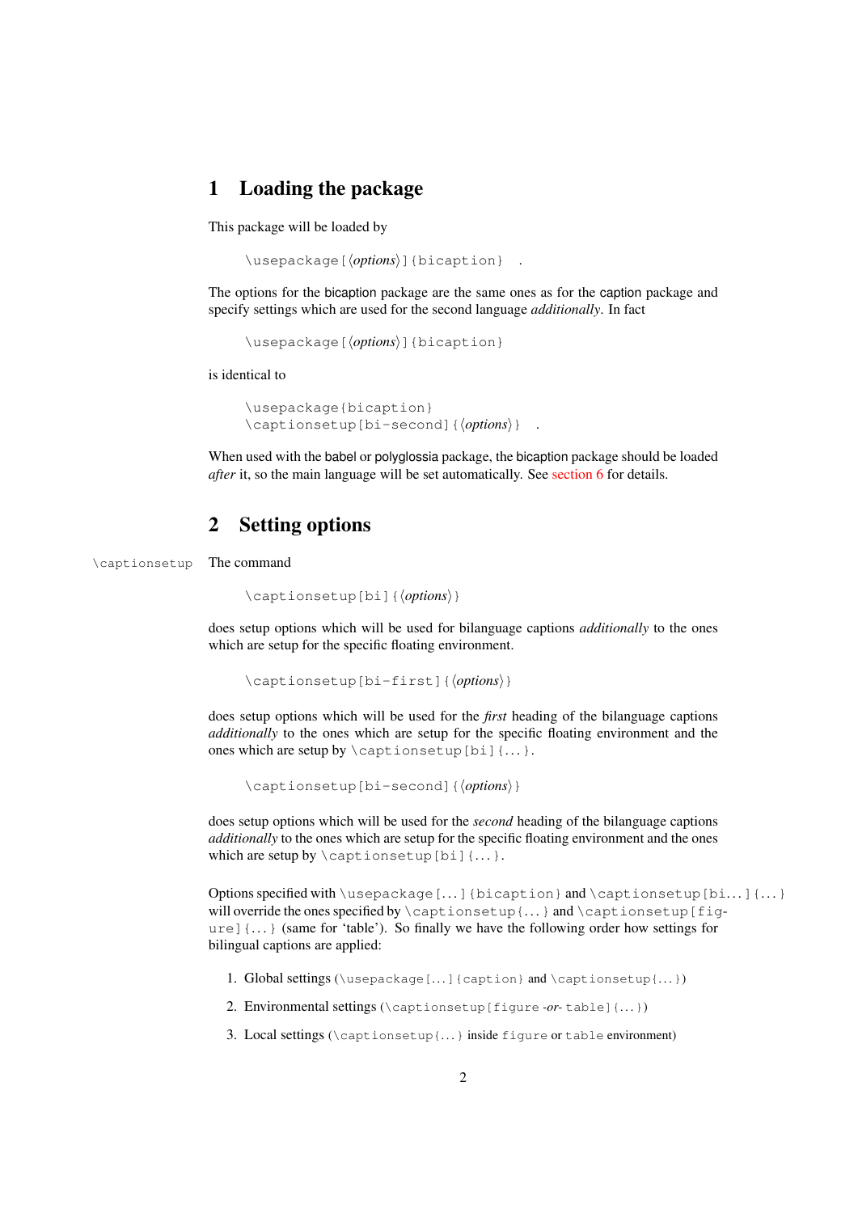# 1 Loading the package

This package will be loaded by

```
\usepackage[⟨options⟩]{bicaption} .
```

The options for the bicaption package are the same ones as for the caption package and specify settings which are used for the second language *additionally*. In fact

```
\usepackage[⟨options⟩]{bicaption}
```

is identical to

```
\usepackage{bicaption}
\captionsetup[bi-second]{⟨options⟩} .
```

When used with the babel or polyglossia package, the bicaption package should be loaded *after* it, so the main language will be set automatically. See section 6 for details.

# 2 Setting options

\captionsetup The command

```
\captionsetup[bi]{⟨options⟩}
```

does setup options which will be used for bilanguage captions *additionally* to the ones which are setup for the specific floating environment.

```
\captionsetup[bi-first]{⟨options⟩}
```

does setup options which will be used for the *first* heading of the bilanguage captions *additionally* to the ones which are setup for the specific floating environment and the ones which are setup by `\captionsetup[bi]{...}`.

```
\captionsetup[bi-second]{⟨options⟩}
```

does setup options which will be used for the *second* heading of the bilanguage captions *additionally* to the ones which are setup for the specific floating environment and the ones which are setup by `\captionsetup[bi]{...}`.

Options specified with `\usepackage[...]{bicaption}` and `\captionsetup[bi...]{...}` will override the ones specified by `\captionsetup{...}` and `\captionsetup[figure]{...}` (same for 'table'). So finally we have the following order how settings for bilingual captions are applied:

1. Global settings (`\usepackage[...]{caption}` and `\captionsetup{...}`)
2. Environmental settings (`\captionsetup[figure` *-or-* `table]{...}`)
3. Local settings (`\captionsetup{...}` inside `figure` or `table` environment)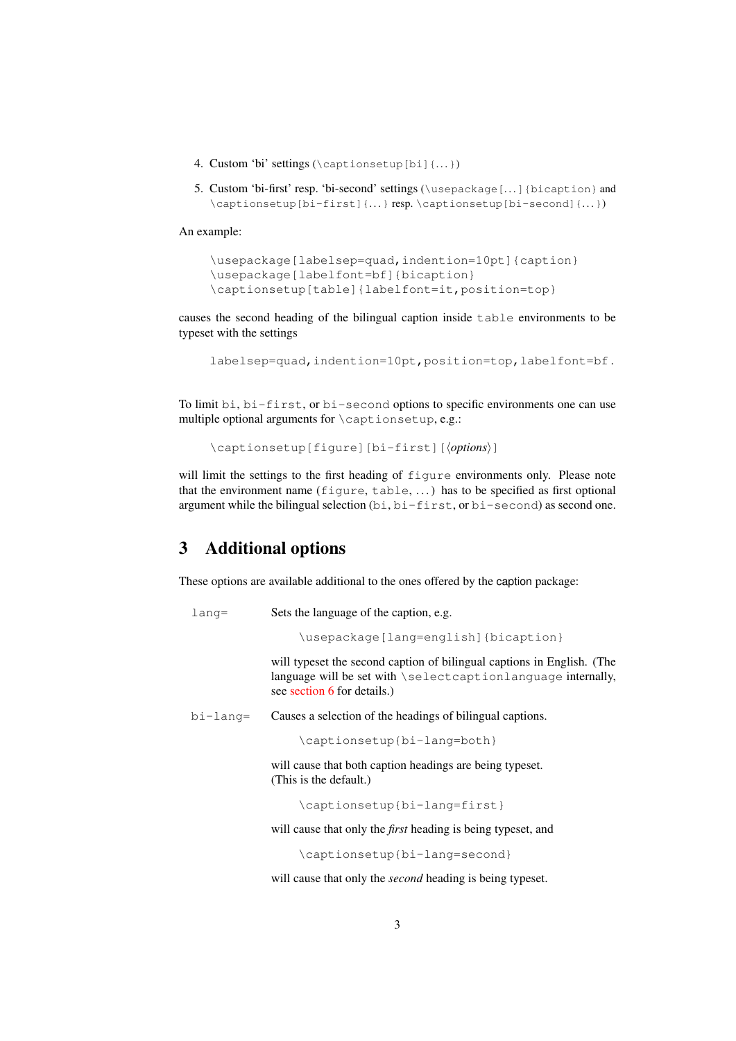4. Custom 'bi' settings (`\captionsetup[bi]{...}`)

5. Custom 'bi-first' resp. 'bi-second' settings (`\usepackage[...]{bicaption}` and `\captionsetup[bi-first]{...}` resp. `\captionsetup[bi-second]{...}`)

An example:

```
\usepackage[labelsep=quad,indention=10pt]{caption}
\usepackage[labelfont=bf]{bicaption}
\captionsetup[table]{labelfont=it,position=top}
```

causes the second heading of the bilingual caption inside `table` environments to be typeset with the settings

```
labelsep=quad,indention=10pt,position=top,labelfont=bf.
```

To limit `bi`, `bi-first`, or `bi-second` options to specific environments one can use multiple optional arguments for `\captionsetup`, e.g.:

```
\captionsetup[figure][bi-first][⟨options⟩]
```

will limit the settings to the first heading of `figure` environments only. Please note that the environment name (`figure`, `table`, ...) has to be specified as first optional argument while the bilingual selection (`bi`, `bi-first`, or `bi-second`) as second one.

## 3 Additional options

These options are available additional to the ones offered by the caption package:

`lang=` Sets the language of the caption, e.g.

```
\usepackage[lang=english]{bicaption}
```

will typeset the second caption of bilingual captions in English. (The language will be set with `\selectcaptionlanguage` internally, see section 6 for details.)

`bi-lang=` Causes a selection of the headings of bilingual captions.

```
\captionsetup{bi-lang=both}
```

will cause that both caption headings are being typeset.
(This is the default.)

```
\captionsetup{bi-lang=first}
```

will cause that only the *first* heading is being typeset, and

```
\captionsetup{bi-lang=second}
```

will cause that only the *second* heading is being typeset.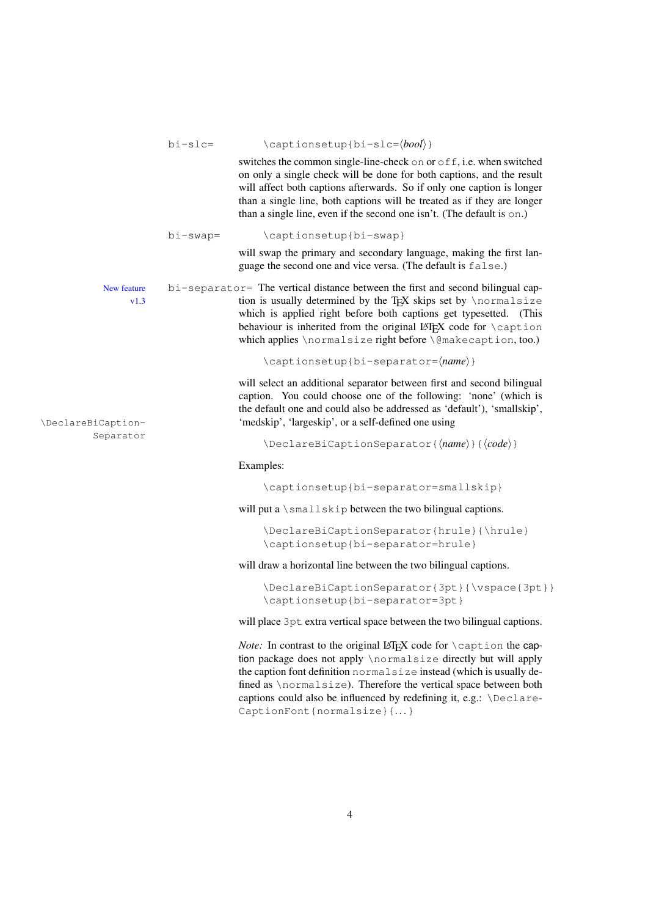`bi-slc=` `\captionsetup{bi-slc=⟨bool⟩}`

switches the common single-line-check `on` or `off`, i.e. when switched on only a single check will be done for both captions, and the result will affect both captions afterwards. So if only one caption is longer than a single line, both captions will be treated as if they are longer than a single line, even if the second one isn't. (The default is `on`.)

`bi-swap=` `\captionsetup{bi-swap}`

will swap the primary and secondary language, making the first language the second one and vice versa. (The default is `false`.)

New feature v1.3

`bi-separator=` The vertical distance between the first and second bilingual caption is usually determined by the TeX skips set by `\normalsize` which is applied right before both captions get typesetted. (This behaviour is inherited from the original LaTeX code for `\caption` which applies `\normalsize` right before `\@makecaption`, too.)

```
\captionsetup{bi-separator=⟨name⟩}
```

will select an additional separator between first and second bilingual caption. You could choose one of the following: 'none' (which is the default one and could also be addressed as 'default'), 'smallskip', 'medskip', 'largeskip', or a self-defined one using

`\DeclareBiCaptionSeparator`

```
\DeclareBiCaptionSeparator{⟨name⟩}{⟨code⟩}
```

Examples:

```
\captionsetup{bi-separator=smallskip}
```

will put a `\smallskip` between the two bilingual captions.

```
\DeclareBiCaptionSeparator{hrule}{\hrule}
\captionsetup{bi-separator=hrule}
```

will draw a horizontal line between the two bilingual captions.

```
\DeclareBiCaptionSeparator{3pt}{\vspace{3pt}}
\captionsetup{bi-separator=3pt}
```

will place `3pt` extra vertical space between the two bilingual captions.

*Note:* In contrast to the original LaTeX code for `\caption` the caption package does not apply `\normalsize` directly but will apply the caption font definition `normalsize` instead (which is usually defined as `\normalsize`). Therefore the vertical space between both captions could also be influenced by redefining it, e.g.: `\DeclareCaptionFont{normalsize}{...}`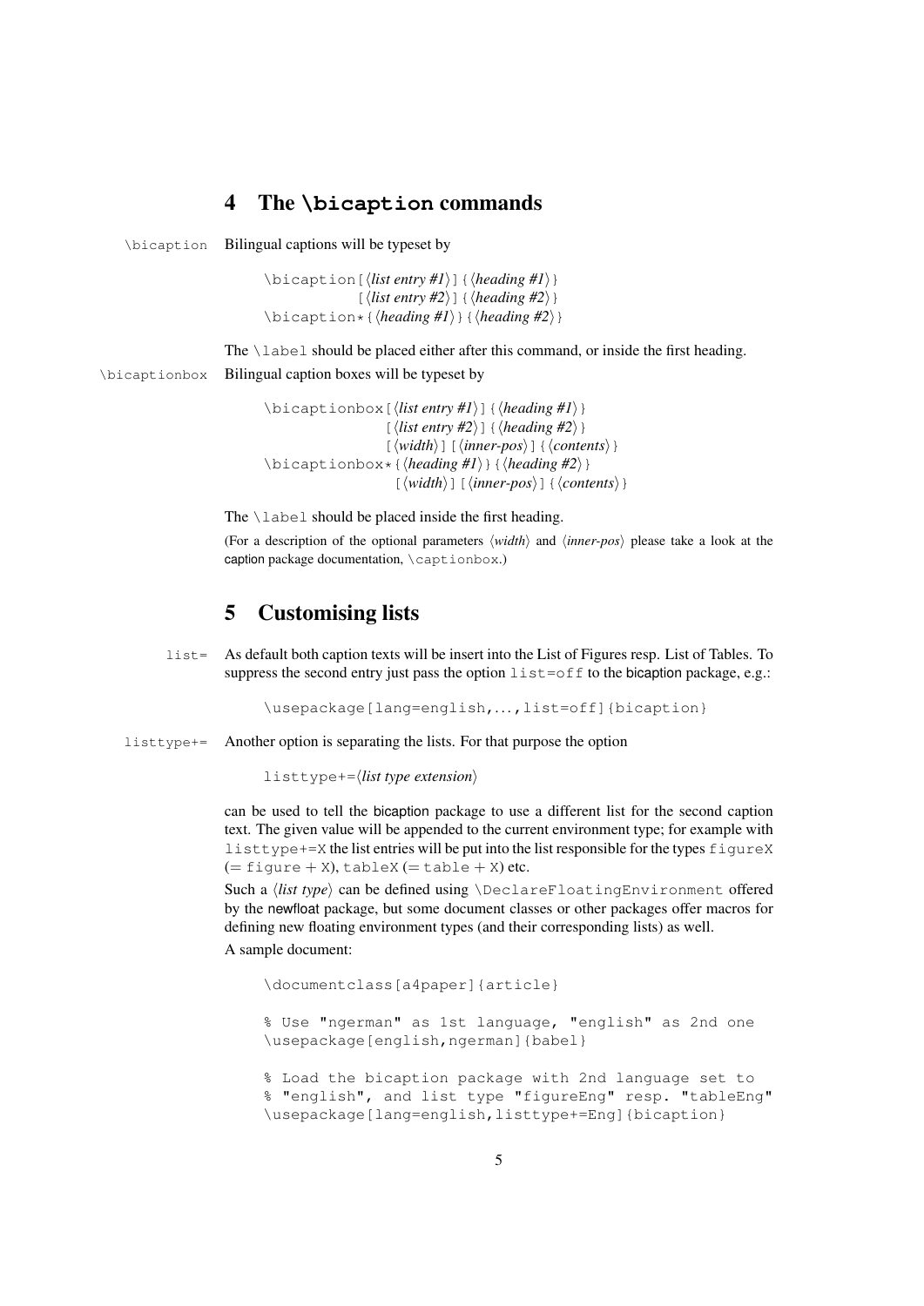## 4 The `\bicaption` commands

`\bicaption` Bilingual captions will be typeset by

```
\bicaption[⟨list entry #1⟩]{⟨heading #1⟩}
          [⟨list entry #2⟩]{⟨heading #2⟩}
\bicaption*{⟨heading #1⟩}{⟨heading #2⟩}
```

The `\label` should be placed either after this command, or inside the first heading.

`\bicaptionbox` Bilingual caption boxes will be typeset by

```
\bicaptionbox[⟨list entry #1⟩]{⟨heading #1⟩}
             [⟨list entry #2⟩]{⟨heading #2⟩}
             [⟨width⟩][⟨inner-pos⟩]{⟨contents⟩}
\bicaptionbox*{⟨heading #1⟩}{⟨heading #2⟩}
              [⟨width⟩][⟨inner-pos⟩]{⟨contents⟩}
```

The `\label` should be placed inside the first heading.

(For a description of the optional parameters ⟨*width*⟩ and ⟨*inner-pos*⟩ please take a look at the caption package documentation, `\captionbox`.)

## 5 Customising lists

`list=` As default both caption texts will be insert into the List of Figures resp. List of Tables. To suppress the second entry just pass the option `list=off` to the bicaption package, e.g.:

```
\usepackage[lang=english,...,list=off]{bicaption}
```

`listtype+=` Another option is separating the lists. For that purpose the option

```
listtype+=⟨list type extension⟩
```

can be used to tell the bicaption package to use a different list for the second caption text. The given value will be appended to the current environment type; for example with `listtype+=X` the list entries will be put into the list responsible for the types `figureX` (= `figure` + `X`), `tableX` (= `table` + `X`) etc.

Such a ⟨*list type*⟩ can be defined using `\DeclareFloatingEnvironment` offered by the newfloat package, but some document classes or other packages offer macros for defining new floating environment types (and their corresponding lists) as well.

A sample document:

```
\documentclass[a4paper]{article}

% Use "ngerman" as 1st language, "english" as 2nd one
\usepackage[english,ngerman]{babel}

% Load the bicaption package with 2nd language set to
% "english", and list type "figureEng" resp. "tableEng"
\usepackage[lang=english,listtype+=Eng]{bicaption}
```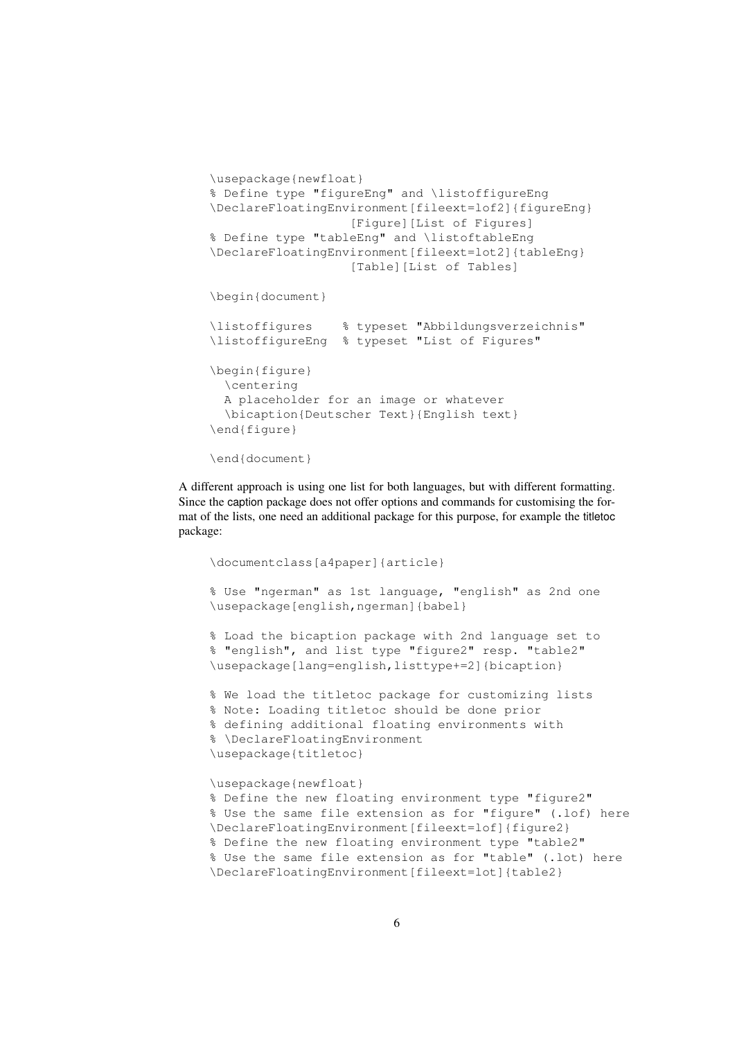```
\usepackage{newfloat}
% Define type "figureEng" and \listoffigureEng
\DeclareFloatingEnvironment[fileext=lof2]{figureEng}
                    [Figure][List of Figures]
% Define type "tableEng" and \listoftableEng
\DeclareFloatingEnvironment[fileext=lot2]{tableEng}
                    [Table][List of Tables]

\begin{document}

\listoffigures    % typeset "Abbildungsverzeichnis"
\listoffigureEng  % typeset "List of Figures"

\begin{figure}
  \centering
  A placeholder for an image or whatever
  \bicaption{Deutscher Text}{English text}
\end{figure}

\end{document}
```

A different approach is using one list for both languages, but with different formatting. Since the caption package does not offer options and commands for customising the format of the lists, one need an additional package for this purpose, for example the titletoc package:

```
\documentclass[a4paper]{article}

% Use "ngerman" as 1st language, "english" as 2nd one
\usepackage[english,ngerman]{babel}

% Load the bicaption package with 2nd language set to
% "english", and list type "figure2" resp. "table2"
\usepackage[lang=english,listtype+=2]{bicaption}

% We load the titletoc package for customizing lists
% Note: Loading titletoc should be done prior
% defining additional floating environments with
% \DeclareFloatingEnvironment
\usepackage{titletoc}

\usepackage{newfloat}
% Define the new floating environment type "figure2"
% Use the same file extension as for "figure" (.lof) here
\DeclareFloatingEnvironment[fileext=lof]{figure2}
% Define the new floating environment type "table2"
% Use the same file extension as for "table" (.lot) here
\DeclareFloatingEnvironment[fileext=lot]{table2}
```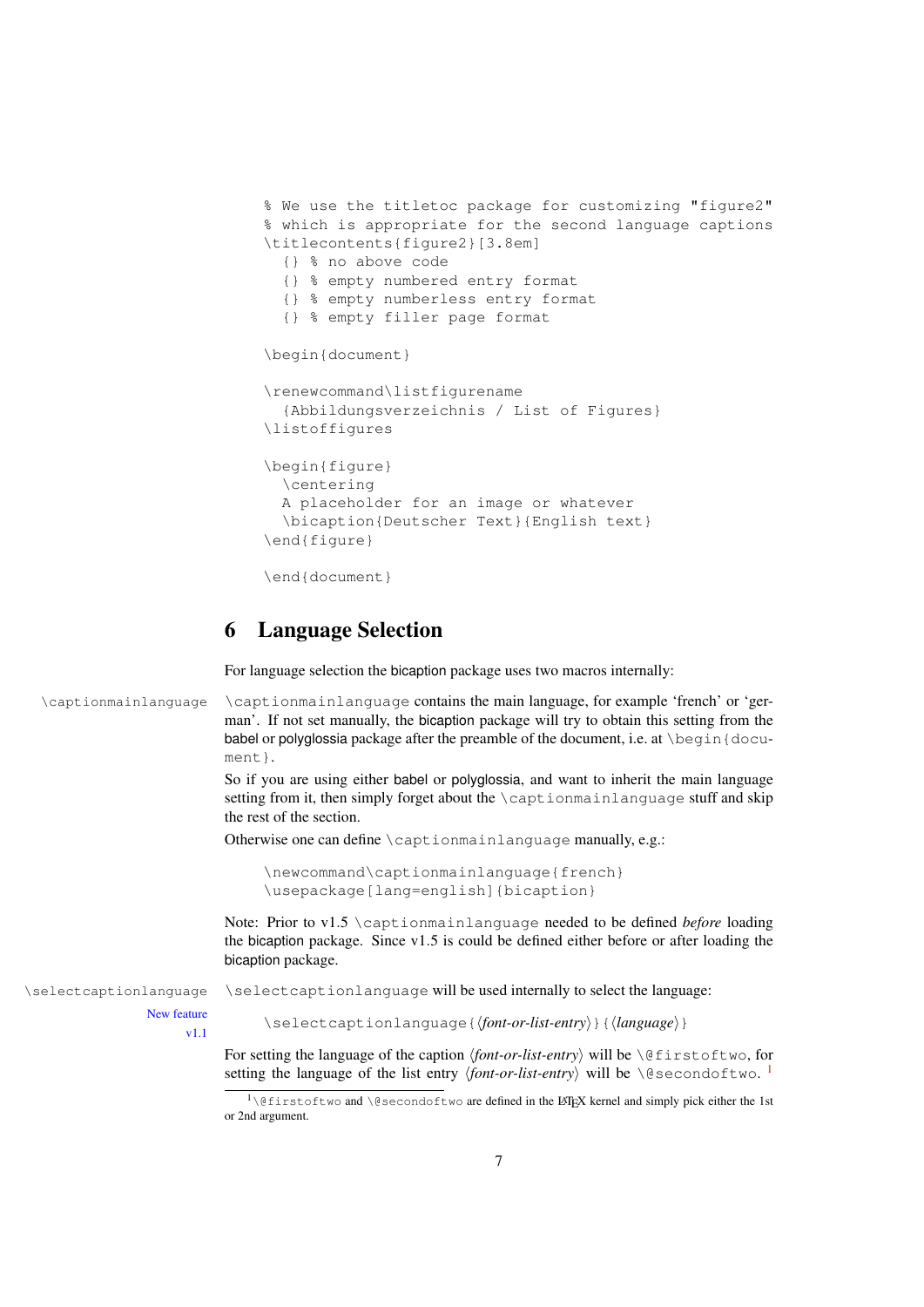```
% We use the titletoc package for customizing "figure2"
% which is appropriate for the second language captions
\titlecontents{figure2}[3.8em]
  {} % no above code
  {} % empty numbered entry format
  {} % empty numberless entry format
  {} % empty filler page format

\begin{document}

\renewcommand\listfigurename
  {Abbildungsverzeichnis / List of Figures}
\listoffigures

\begin{figure}
  \centering
  A placeholder for an image or whatever
  \bicaption{Deutscher Text}{English text}
\end{figure}

\end{document}
```

# 6 Language Selection

For language selection the bicaption package uses two macros internally:

`\captionmainlanguage`

`\captionmainlanguage` contains the main language, for example 'french' or 'german'. If not set manually, the bicaption package will try to obtain this setting from the babel or polyglossia package after the preamble of the document, i.e. at `\begin{document}`.

So if you are using either babel or polyglossia, and want to inherit the main language setting from it, then simply forget about the `\captionmainlanguage` stuff and skip the rest of the section.

Otherwise one can define `\captionmainlanguage` manually, e.g.:

```
\newcommand\captionmainlanguage{french}
\usepackage[lang=english]{bicaption}
```

Note: Prior to v1.5 `\captionmainlanguage` needed to be defined *before* loading the bicaption package. Since v1.5 is could be defined either before or after loading the bicaption package.

`\selectcaptionlanguage`

New feature v1.1

`\selectcaptionlanguage` will be used internally to select the language:

`\selectcaptionlanguage{⟨font-or-list-entry⟩}{⟨language⟩}`

For setting the language of the caption ⟨*font-or-list-entry*⟩ will be `\@firstoftwo`, for setting the language of the list entry ⟨*font-or-list-entry*⟩ will be `\@secondoftwo`. [1]

[1] `\@firstoftwo` and `\@secondoftwo` are defined in the LaTeX kernel and simply pick either the 1st or 2nd argument.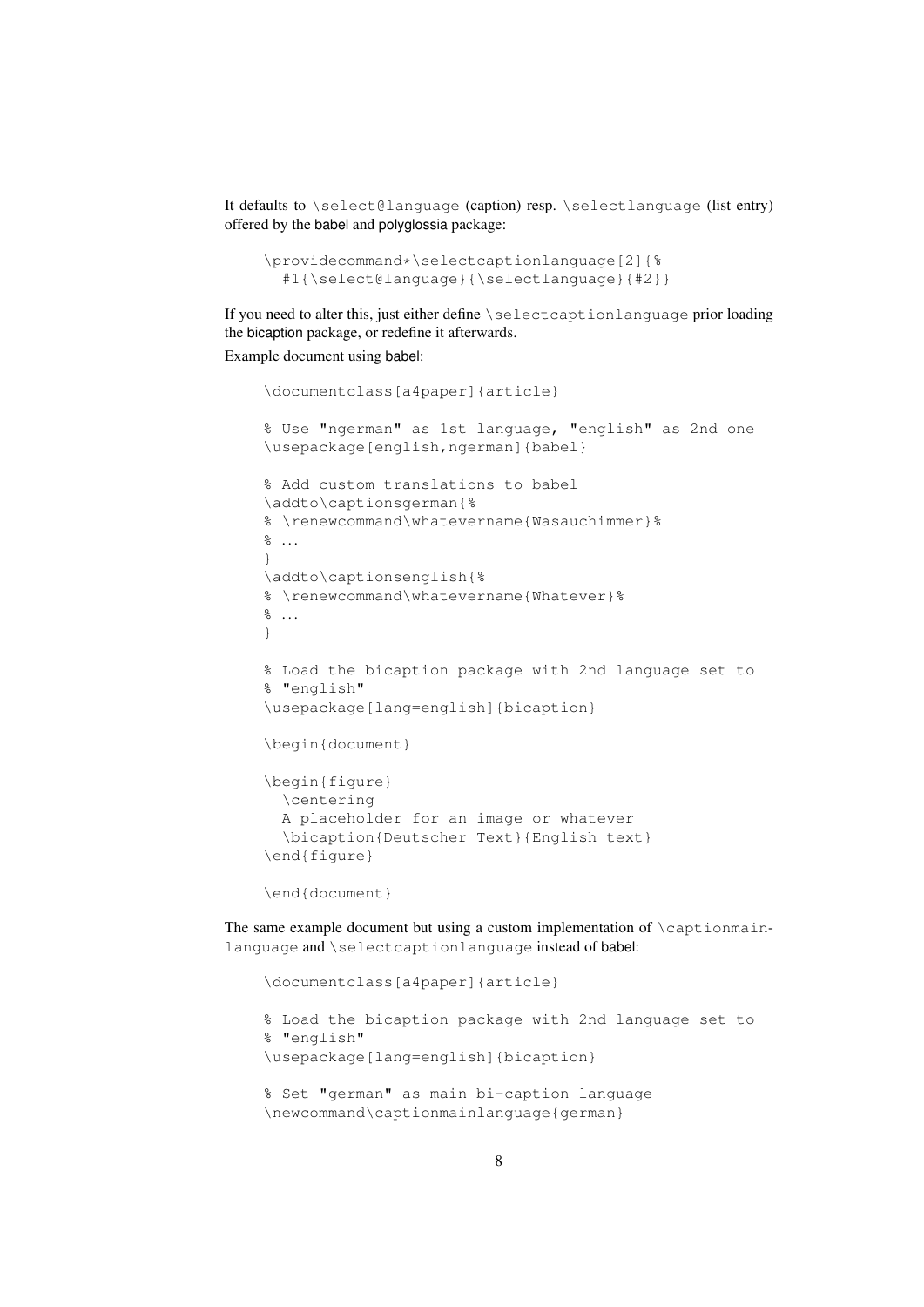It defaults to `\select@language` (caption) resp. `\selectlanguage` (list entry) offered by the babel and polyglossia package:

```
\providecommand*\selectcaptionlanguage[2]{%
  #1{\select@language}{\selectlanguage}{#2}}
```

If you need to alter this, just either define `\selectcaptionlanguage` prior loading the bicaption package, or redefine it afterwards.

Example document using babel:

```
\documentclass[a4paper]{article}

% Use "ngerman" as 1st language, "english" as 2nd one
\usepackage[english,ngerman]{babel}

% Add custom translations to babel
\addto\captionsgerman{%
% \renewcommand\whatevername{Wasauchimmer}%
% ...
}
\addto\captionsenglish{%
% \renewcommand\whatevername{Whatever}%
% ...
}

% Load the bicaption package with 2nd language set to
% "english"
\usepackage[lang=english]{bicaption}

\begin{document}

\begin{figure}
  \centering
  A placeholder for an image or whatever
  \bicaption{Deutscher Text}{English text}
\end{figure}

\end{document}
```

The same example document but using a custom implementation of `\captionmainlanguage` and `\selectcaptionlanguage` instead of babel:

```
\documentclass[a4paper]{article}

% Load the bicaption package with 2nd language set to
% "english"
\usepackage[lang=english]{bicaption}

% Set "german" as main bi-caption language
\newcommand\captionmainlanguage{german}
```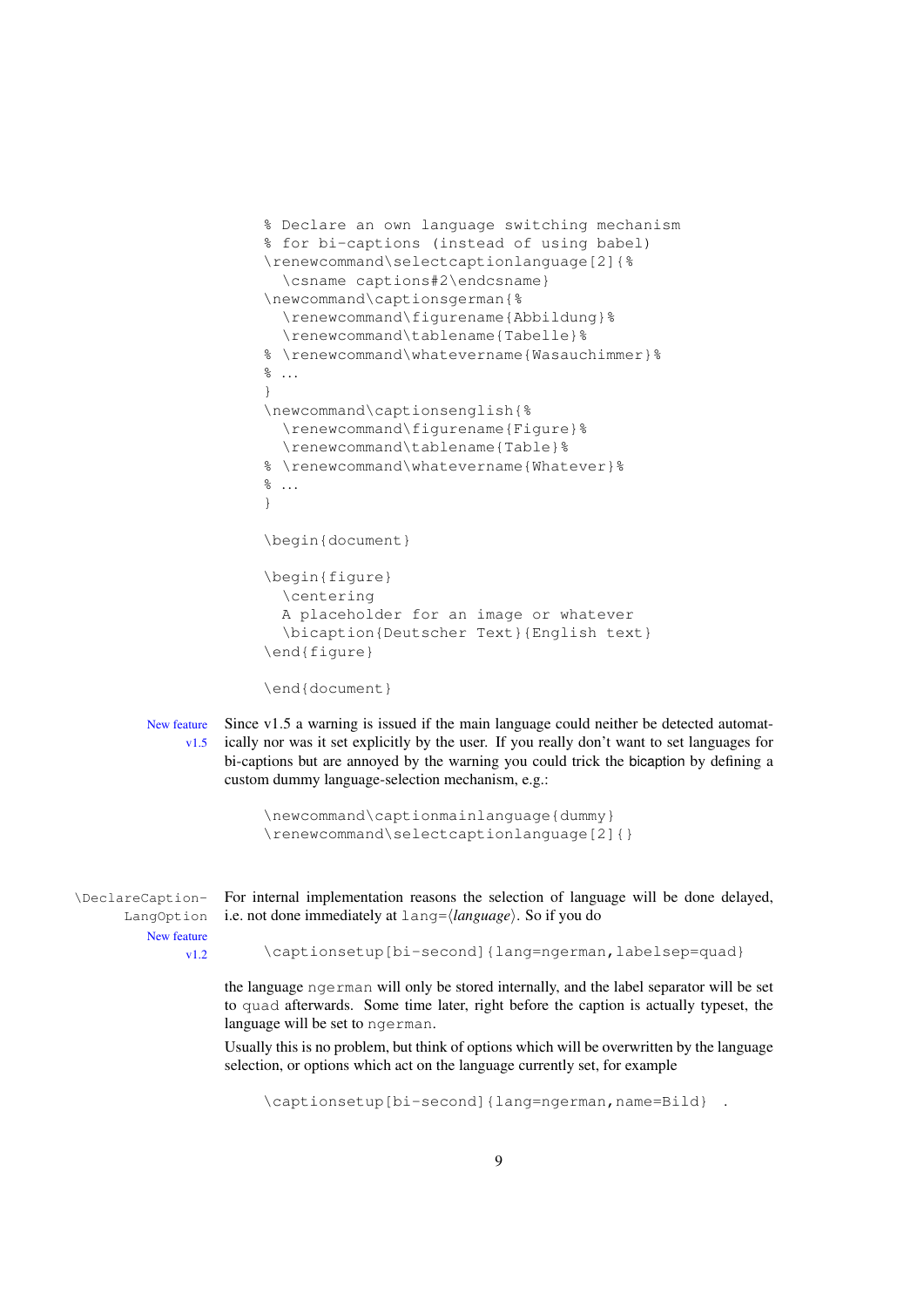```
% Declare an own language switching mechanism
% for bi-captions (instead of using babel)
\renewcommand\selectcaptionlanguage[2]{%
  \csname captions#2\endcsname}
\newcommand\captionsgerman{%
  \renewcommand\figurename{Abbildung}%
  \renewcommand\tablename{Tabelle}%
% \renewcommand\whatevername{Wasauchimmer}%
% ...
}
\newcommand\captionsenglish{%
  \renewcommand\figurename{Figure}%
  \renewcommand\tablename{Table}%
% \renewcommand\whatevername{Whatever}%
% ...
}

\begin{document}

\begin{figure}
  \centering
  A placeholder for an image or whatever
  \bicaption{Deutscher Text}{English text}
\end{figure}

\end{document}
```

New feature v1.5

Since v1.5 a warning is issued if the main language could neither be detected automatically nor was it set explicitly by the user. If you really don't want to set languages for bi-captions but are annoyed by the warning you could trick the bicaption by defining a custom dummy language-selection mechanism, e.g.:

```
\newcommand\captionmainlanguage{dummy}
\renewcommand\selectcaptionlanguage[2]{}
```

\DeclareCaptionLangOption — New feature v1.2

For internal implementation reasons the selection of language will be done delayed, i.e. not done immediately at `lang=`⟨*language*⟩. So if you do

```
\captionsetup[bi-second]{lang=ngerman,labelsep=quad}
```

the language `ngerman` will only be stored internally, and the label separator will be set to `quad` afterwards. Some time later, right before the caption is actually typeset, the language will be set to `ngerman`.

Usually this is no problem, but think of options which will be overwritten by the language selection, or options which act on the language currently set, for example

```
\captionsetup[bi-second]{lang=ngerman,name=Bild} .
```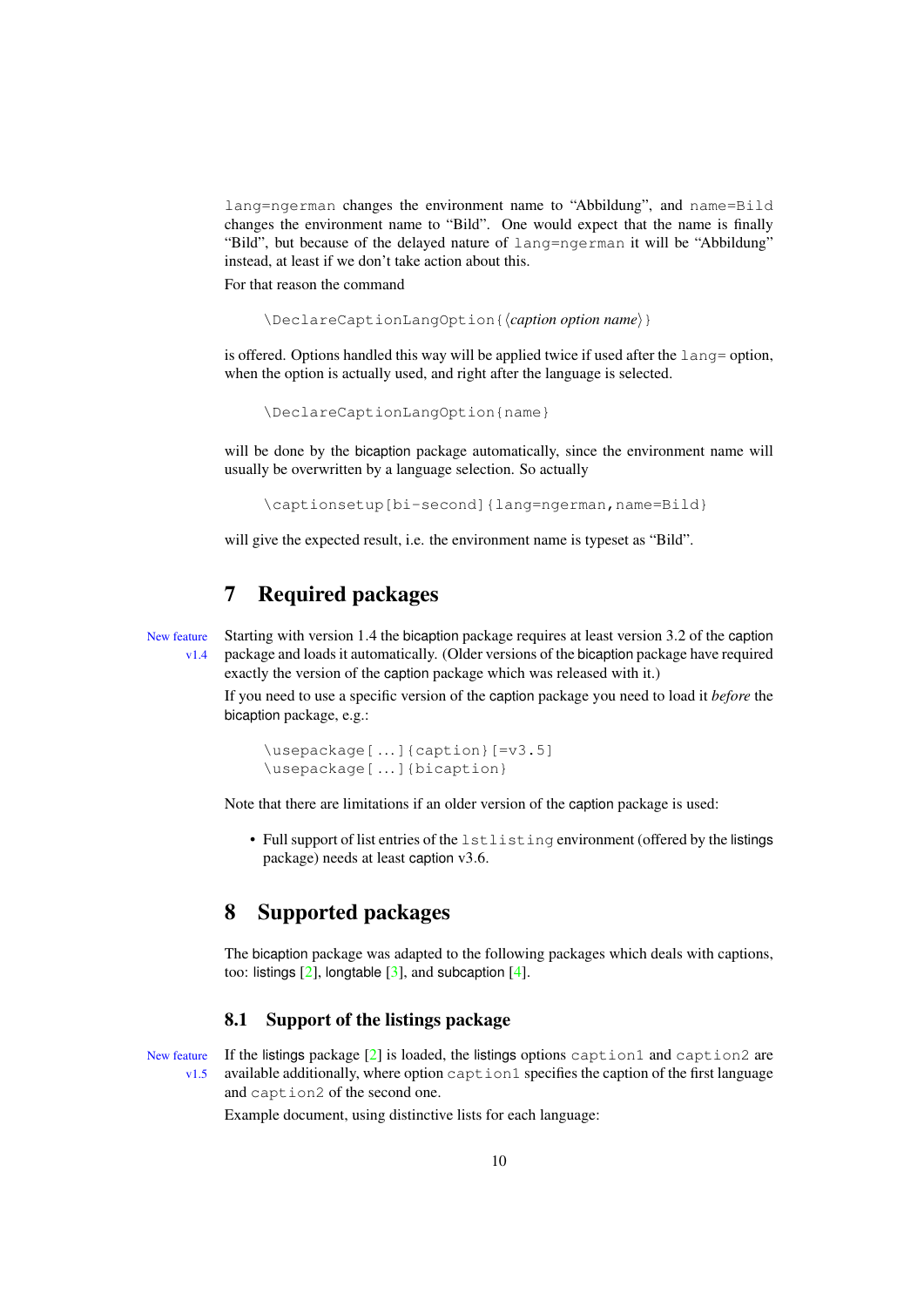`lang=ngerman` changes the environment name to “Abbildung”, and `name=Bild` changes the environment name to “Bild”. One would expect that the name is finally “Bild”, but because of the delayed nature of `lang=ngerman` it will be “Abbildung” instead, at least if we don’t take action about this.

For that reason the command

```
\DeclareCaptionLangOption{⟨caption option name⟩}
```

is offered. Options handled this way will be applied twice if used after the `lang=` option, when the option is actually used, and right after the language is selected.

```
\DeclareCaptionLangOption{name}
```

will be done by the bicaption package automatically, since the environment name will usually be overwritten by a language selection. So actually

```
\captionsetup[bi-second]{lang=ngerman,name=Bild}
```

will give the expected result, i.e. the environment name is typeset as “Bild”.

# 7 Required packages

New feature v1.4

Starting with version 1.4 the bicaption package requires at least version 3.2 of the caption package and loads it automatically. (Older versions of the bicaption package have required exactly the version of the caption package which was released with it.)

If you need to use a specific version of the caption package you need to load it *before* the bicaption package, e.g.:

```
\usepackage[...]{caption}[=v3.5]
\usepackage[...]{bicaption}
```

Note that there are limitations if an older version of the caption package is used:

- Full support of list entries of the `lstlisting` environment (offered by the listings package) needs at least caption v3.6.

# 8 Supported packages

The bicaption package was adapted to the following packages which deals with captions, too: listings [2], longtable [3], and subcaption [4].

## 8.1 Support of the listings package

New feature v1.5

If the listings package [2] is loaded, the listings options `caption1` and `caption2` are available additionally, where option `caption1` specifies the caption of the first language and `caption2` of the second one.

Example document, using distinctive lists for each language: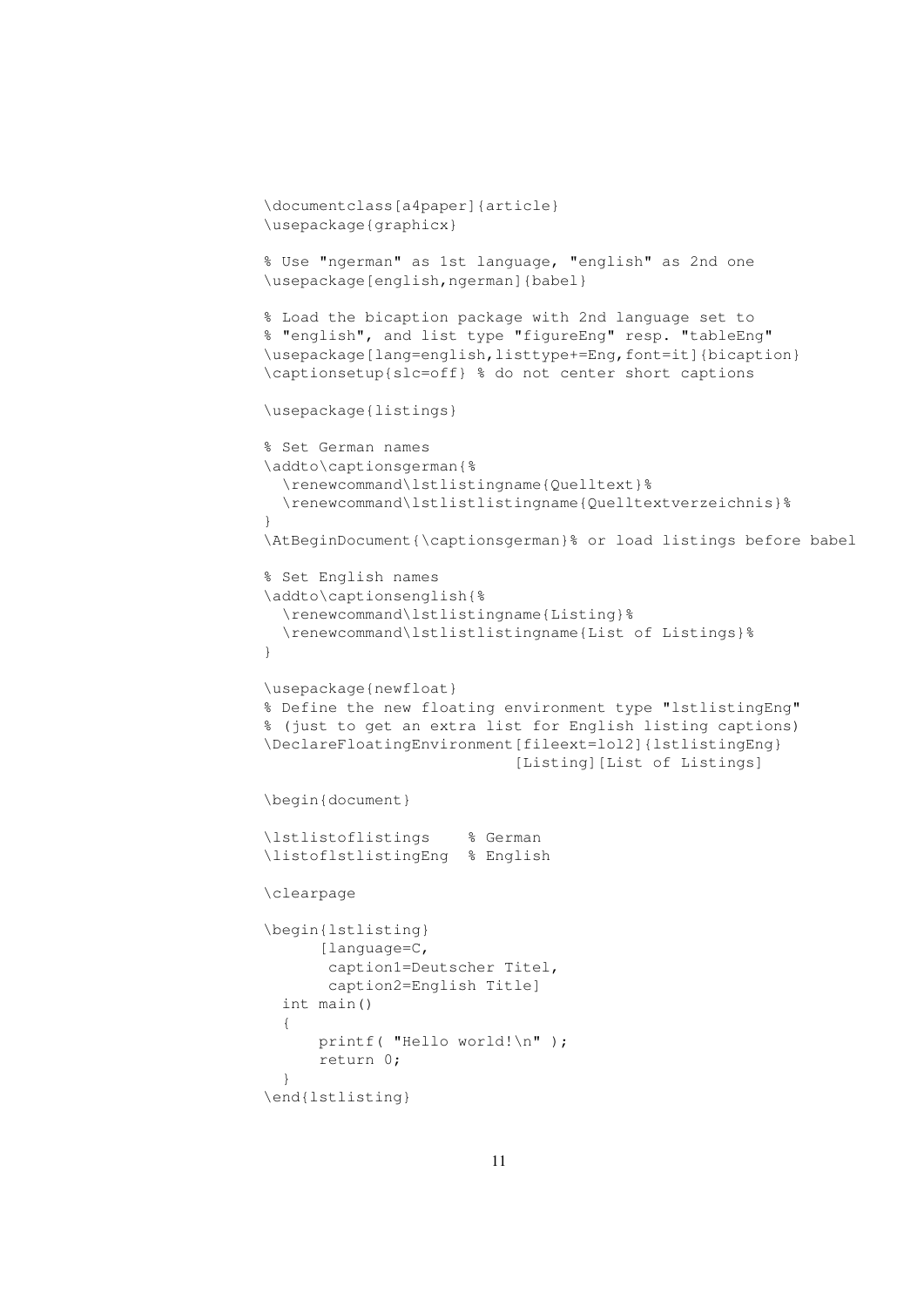```
\documentclass[a4paper]{article}
\usepackage{graphicx}

% Use "ngerman" as 1st language, "english" as 2nd one
\usepackage[english,ngerman]{babel}

% Load the bicaption package with 2nd language set to
% "english", and list type "figureEng" resp. "tableEng"
\usepackage[lang=english,listtype+=Eng,font=it]{bicaption}
\captionsetup{slc=off} % do not center short captions

\usepackage{listings}

% Set German names
\addto\captionsgerman{%
  \renewcommand\lstlistingname{Quelltext}%
  \renewcommand\lstlistlistingname{Quelltextverzeichnis}%
}
\AtBeginDocument{\captionsgerman}% or load listings before babel

% Set English names
\addto\captionsenglish{%
  \renewcommand\lstlistingname{Listing}%
  \renewcommand\lstlistlistingname{List of Listings}%
}

\usepackage{newfloat}
% Define the new floating environment type "lstlistingEng"
% (just to get an extra list for English listing captions)
\DeclareFloatingEnvironment[fileext=lol2]{lstlistingEng}
                           [Listing][List of Listings]

\begin{document}

\lstlistoflistings    % German
\listoflstlistingEng  % English

\clearpage

\begin{lstlisting}
      [language=C,
       caption1=Deutscher Titel,
       caption2=English Title]
  int main()
  {
      printf( "Hello world!\n" );
      return 0;
  }
\end{lstlisting}
```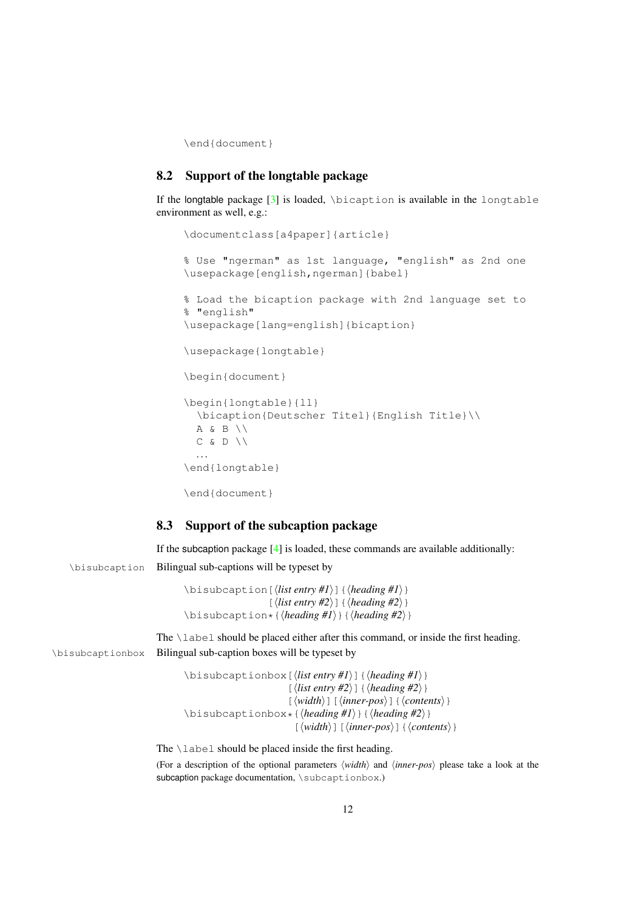```
\end{document}
```

### 8.2 Support of the longtable package

If the longtable package [3] is loaded, `\bicaption` is available in the `longtable` environment as well, e.g.:

```
\documentclass[a4paper]{article}

% Use "ngerman" as 1st language, "english" as 2nd one
\usepackage[english,ngerman]{babel}

% Load the bicaption package with 2nd language set to
% "english"
\usepackage[lang=english]{bicaption}

\usepackage{longtable}

\begin{document}

\begin{longtable}{ll}
  \bicaption{Deutscher Titel}{English Title}\\
  A & B \\
  C & D \\
  ...
\end{longtable}

\end{document}
```

### 8.3 Support of the subcaption package

If the subcaption package [4] is loaded, these commands are available additionally:

`\bisubcaption` Bilingual sub-captions will be typeset by

```
\bisubcaption[⟨list entry #1⟩]{⟨heading #1⟩}
             [⟨list entry #2⟩]{⟨heading #2⟩}
\bisubcaption*{⟨heading #1⟩}{⟨heading #2⟩}
```

The `\label` should be placed either after this command, or inside the first heading.

`\bisubcaptionbox` Bilingual sub-caption boxes will be typeset by

```
\bisubcaptionbox[⟨list entry #1⟩]{⟨heading #1⟩}
                [⟨list entry #2⟩]{⟨heading #2⟩}
                [⟨width⟩][⟨inner-pos⟩]{⟨contents⟩}
\bisubcaptionbox*{⟨heading #1⟩}{⟨heading #2⟩}
                 [⟨width⟩][⟨inner-pos⟩]{⟨contents⟩}
```

The `\label` should be placed inside the first heading.

(For a description of the optional parameters ⟨*width*⟩ and ⟨*inner-pos*⟩ please take a look at the subcaption package documentation, `\subcaptionbox`.)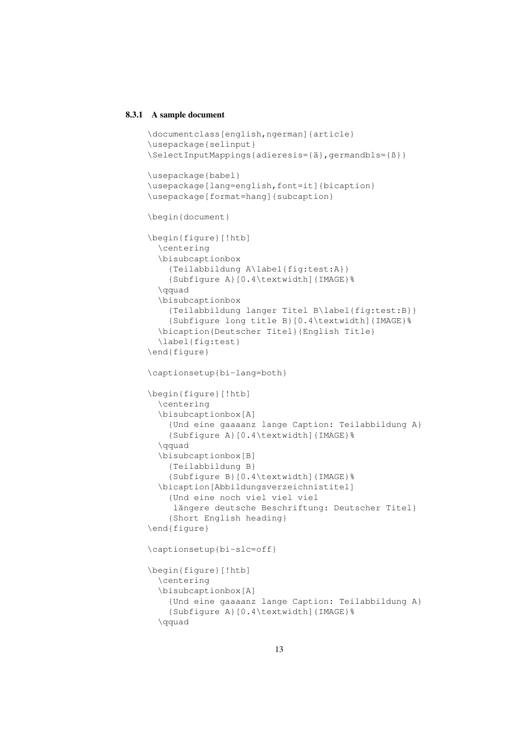#### 8.3.1 A sample document

```
\documentclass[english,ngerman]{article}
\usepackage{selinput}
\SelectInputMappings{adieresis={ä},germandbls={ß}}

\usepackage{babel}
\usepackage[lang=english,font=it]{bicaption}
\usepackage[format=hang]{subcaption}

\begin{document}

\begin{figure}[!htb]
  \centering
  \bisubcaptionbox
    {Teilabbildung A\label{fig:test:A}}
    {Subfigure A}[0.4\textwidth]{IMAGE}%
  \qquad
  \bisubcaptionbox
    {Teilabbildung langer Titel B\label{fig:test:B}}
    {Subfigure long title B}[0.4\textwidth]{IMAGE}%
  \bicaption{Deutscher Titel}{English Title}
  \label{fig:test}
\end{figure}

\captionsetup{bi-lang=both}

\begin{figure}[!htb]
  \centering
  \bisubcaptionbox[A]
    {Und eine gaaaanz lange Caption: Teilabbildung A}
    {Subfigure A}[0.4\textwidth]{IMAGE}%
  \qquad
  \bisubcaptionbox[B]
    {Teilabbildung B}
    {Subfigure B}[0.4\textwidth]{IMAGE}%
  \bicaption[Abbildungsverzeichnistitel]
    {Und eine noch viel viel viel
     längere deutsche Beschriftung: Deutscher Titel}
    {Short English heading}
\end{figure}

\captionsetup{bi-slc=off}

\begin{figure}[!htb]
  \centering
  \bisubcaptionbox[A]
    {Und eine gaaaanz lange Caption: Teilabbildung A}
    {Subfigure A}[0.4\textwidth]{IMAGE}%
  \qquad
```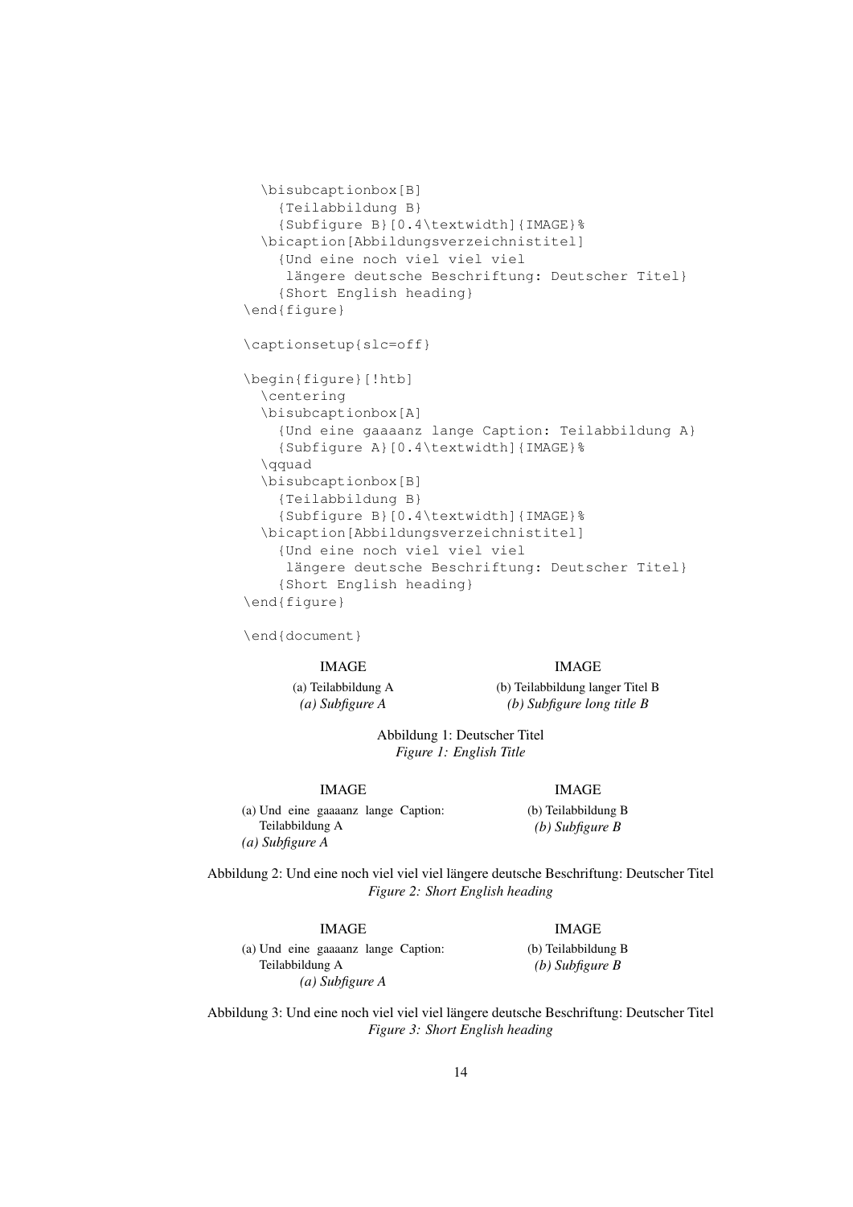```
  \bisubcaptionbox[B]
    {Teilabbildung B}
    {Subfigure B}[0.4\textwidth]{IMAGE}%
  \bicaption[Abbildungsverzeichnistitel]
    {Und eine noch viel viel viel
     längere deutsche Beschriftung: Deutscher Titel}
    {Short English heading}
\end{figure}

\captionsetup{slc=off}

\begin{figure}[!htb]
  \centering
  \bisubcaptionbox[A]
    {Und eine gaaaanz lange Caption: Teilabbildung A}
    {Subfigure A}[0.4\textwidth]{IMAGE}%
  \qquad
  \bisubcaptionbox[B]
    {Teilabbildung B}
    {Subfigure B}[0.4\textwidth]{IMAGE}%
  \bicaption[Abbildungsverzeichnistitel]
    {Und eine noch viel viel viel
     längere deutsche Beschriftung: Deutscher Titel}
    {Short English heading}
\end{figure}

\end{document}
```

IMAGE

(a) Teilabbildung A
*(a) Subfigure A*

IMAGE

(b) Teilabbildung langer Titel B
*(b) Subfigure long title B*

Abbildung 1: Deutscher Titel
*Figure 1: English Title*

IMAGE

(a) Und eine gaaaanz lange Caption: Teilabbildung A
*(a) Subfigure A*

IMAGE

(b) Teilabbildung B
*(b) Subfigure B*

Abbildung 2: Und eine noch viel viel viel längere deutsche Beschriftung: Deutscher Titel
*Figure 2: Short English heading*

IMAGE

(a) Und eine gaaaanz lange Caption: Teilabbildung A
*(a) Subfigure A*

IMAGE

(b) Teilabbildung B
*(b) Subfigure B*

Abbildung 3: Und eine noch viel viel viel längere deutsche Beschriftung: Deutscher Titel
*Figure 3: Short English heading*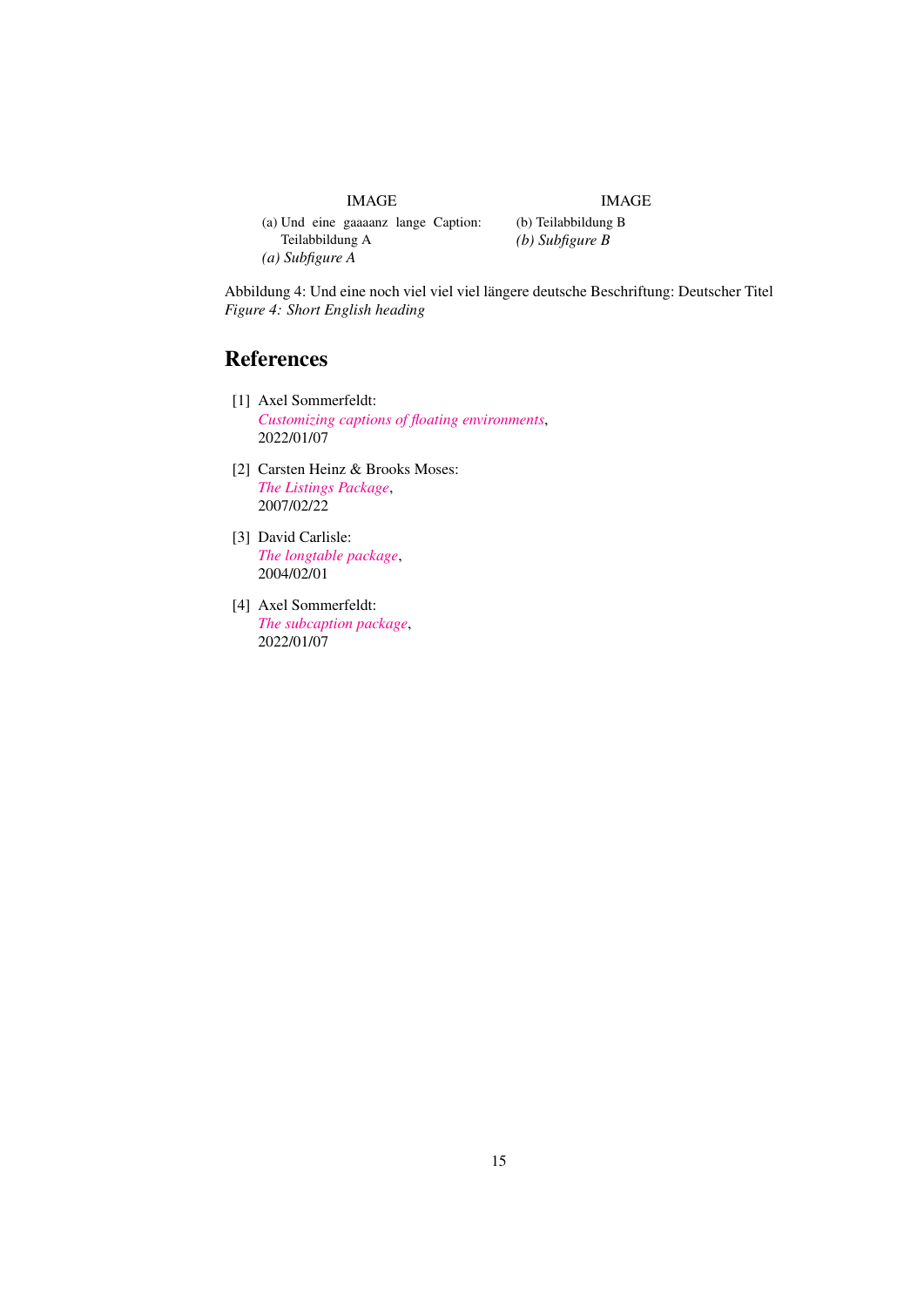IMAGE

(a) Und eine gaaaanz lange Caption: Teilabbildung A

*(a) Subfigure A*

IMAGE

(b) Teilabbildung B

*(b) Subfigure B*

Abbildung 4: Und eine noch viel viel viel längere deutsche Beschriftung: Deutscher Titel
*Figure 4: Short English heading*

## References

[1] Axel Sommerfeldt:
*Customizing captions of floating environments*,
2022/01/07

[2] Carsten Heinz & Brooks Moses:
*The Listings Package*,
2007/02/22

[3] David Carlisle:
*The longtable package*,
2004/02/01

[4] Axel Sommerfeldt:
*The subcaption package*,
2022/01/07